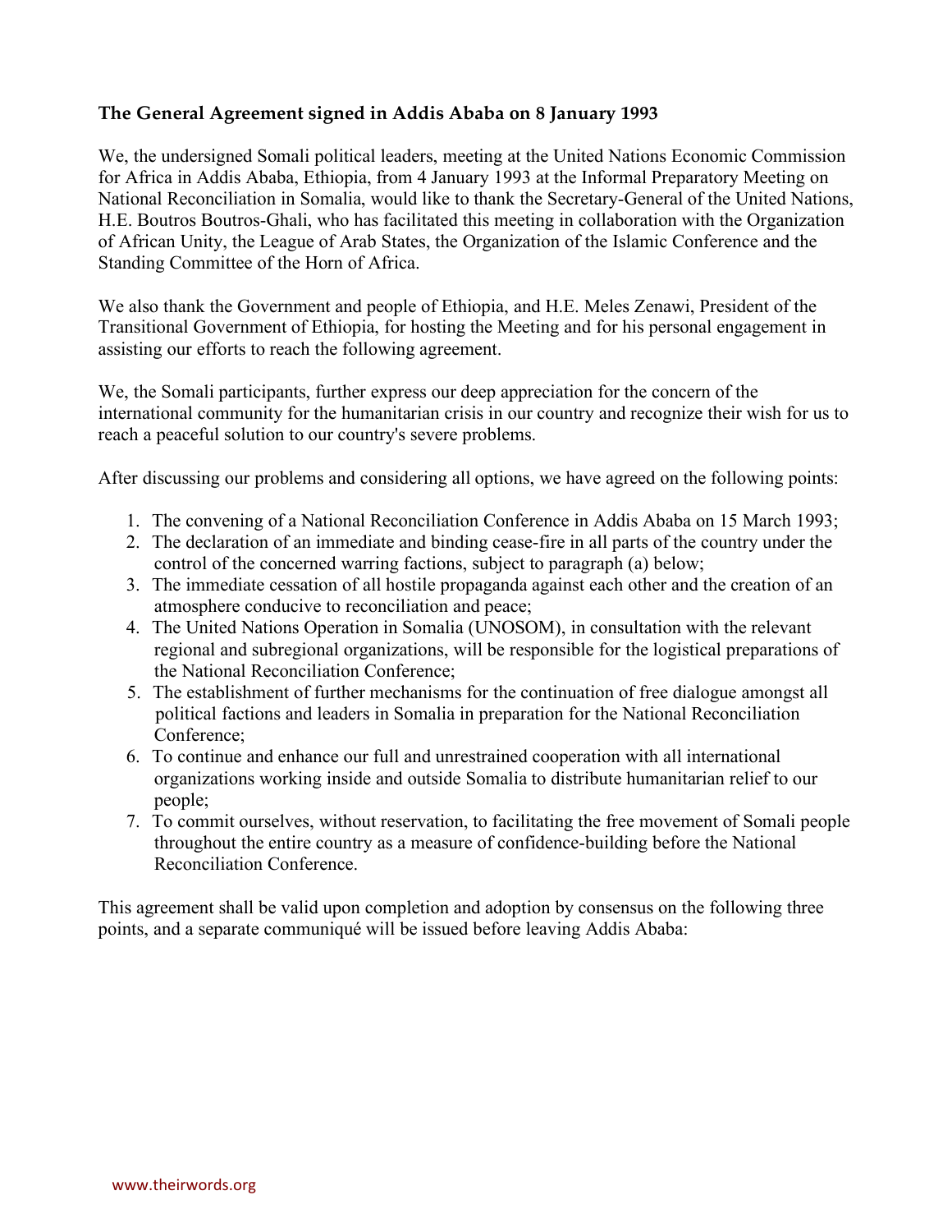**The General Agreement signed in Addis Ababa on 8 January 1993**

We, the undersigned Somali political leaders, meeting at the United Nations Economic Commission for Africa in Addis Ababa, Ethiopia, from 4 January 1993 at the Informal Preparatory Meeting on National Reconciliation in Somalia, would like to thank the Secretary-General of the United Nations, H.E. Boutros Boutros-Ghali, who has facilitated this meeting in collaboration with the Organization of African Unity, the League of Arab States, the Organization of the Islamic Conference and the Standing Committee of the Horn of Africa.

We also thank the Government and people of Ethiopia, and H.E. Meles Zenawi, President of the Transitional Government of Ethiopia, for hosting the Meeting and for his personal engagement in assisting our efforts to reach the following agreement.

We, the Somali participants, further express our deep appreciation for the concern of the international community for the humanitarian crisis in our country and recognize their wish for us to reach a peaceful solution to our country's severe problems.

After discussing our problems and considering all options, we have agreed on the following points:

1. The convening of a National Reconciliation Conference in Addis Ababa on 15 March 1993;
2. The declaration of an immediate and binding cease-fire in all parts of the country under the control of the concerned warring factions, subject to paragraph (a) below;
3. The immediate cessation of all hostile propaganda against each other and the creation of an atmosphere conducive to reconciliation and peace;
4. The United Nations Operation in Somalia (UNOSOM), in consultation with the relevant regional and subregional organizations, will be responsible for the logistical preparations of the National Reconciliation Conference;
5. The establishment of further mechanisms for the continuation of free dialogue amongst all political factions and leaders in Somalia in preparation for the National Reconciliation Conference;
6. To continue and enhance our full and unrestrained cooperation with all international organizations working inside and outside Somalia to distribute humanitarian relief to our people;
7. To commit ourselves, without reservation, to facilitating the free movement of Somali people throughout the entire country as a measure of confidence-building before the National Reconciliation Conference.

This agreement shall be valid upon completion and adoption by consensus on the following three points, and a separate communiqué will be issued before leaving Addis Ababa: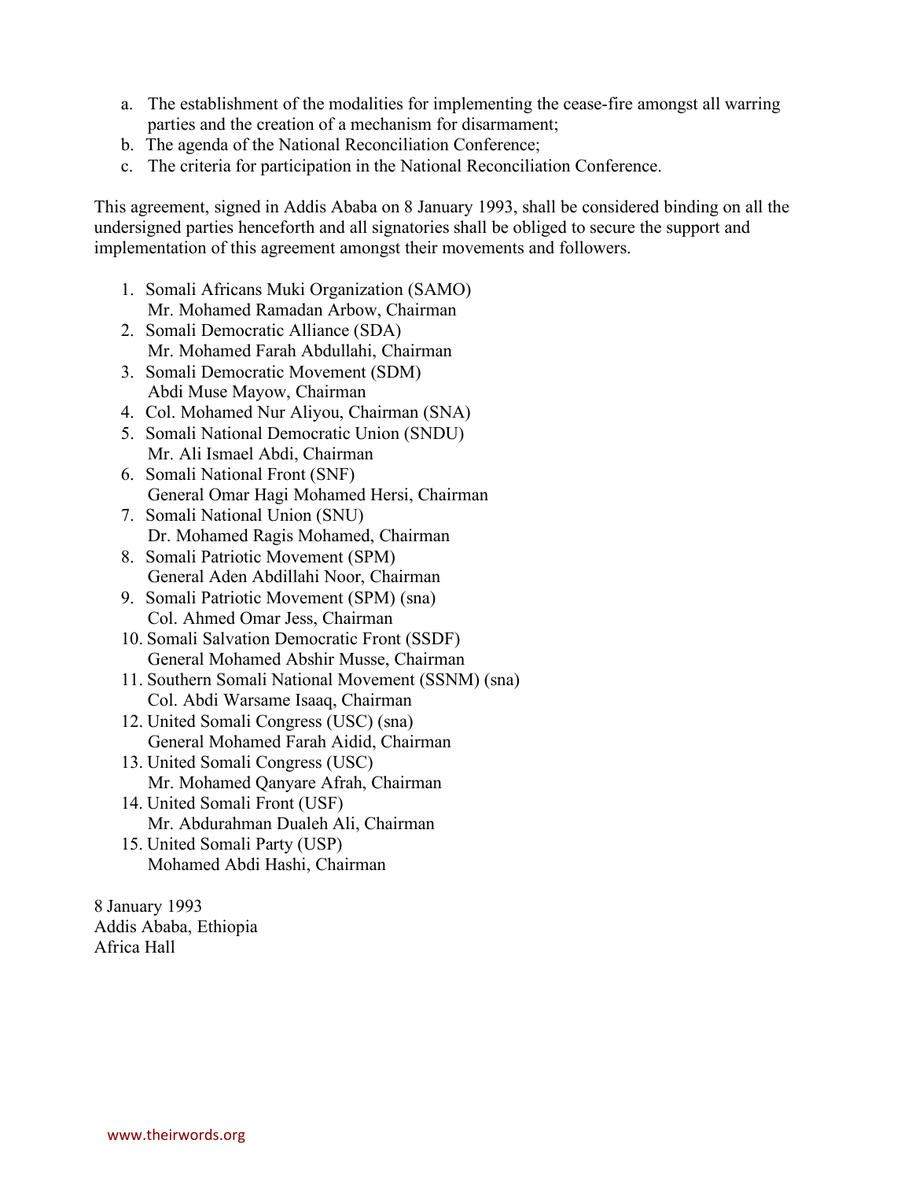a. The establishment of the modalities for implementing the cease-fire amongst all warring parties and the creation of a mechanism for disarmament;
b. The agenda of the National Reconciliation Conference;
c. The criteria for participation in the National Reconciliation Conference.

This agreement, signed in Addis Ababa on 8 January 1993, shall be considered binding on all the undersigned parties henceforth and all signatories shall be obliged to secure the support and implementation of this agreement amongst their movements and followers.

1. Somali Africans Muki Organization (SAMO)
   Mr. Mohamed Ramadan Arbow, Chairman
2. Somali Democratic Alliance (SDA)
   Mr. Mohamed Farah Abdullahi, Chairman
3. Somali Democratic Movement (SDM)
   Abdi Muse Mayow, Chairman
4. Col. Mohamed Nur Aliyou, Chairman (SNA)
5. Somali National Democratic Union (SNDU)
   Mr. Ali Ismael Abdi, Chairman
6. Somali National Front (SNF)
   General Omar Hagi Mohamed Hersi, Chairman
7. Somali National Union (SNU)
   Dr. Mohamed Ragis Mohamed, Chairman
8. Somali Patriotic Movement (SPM)
   General Aden Abdillahi Noor, Chairman
9. Somali Patriotic Movement (SPM) (sna)
   Col. Ahmed Omar Jess, Chairman
10. Somali Salvation Democratic Front (SSDF)
    General Mohamed Abshir Musse, Chairman
11. Southern Somali National Movement (SSNM) (sna)
    Col. Abdi Warsame Isaaq, Chairman
12. United Somali Congress (USC) (sna)
    General Mohamed Farah Aidid, Chairman
13. United Somali Congress (USC)
    Mr. Mohamed Qanyare Afrah, Chairman
14. United Somali Front (USF)
    Mr. Abdurahman Dualeh Ali, Chairman
15. United Somali Party (USP)
    Mohamed Abdi Hashi, Chairman

8 January 1993
Addis Ababa, Ethiopia
Africa Hall